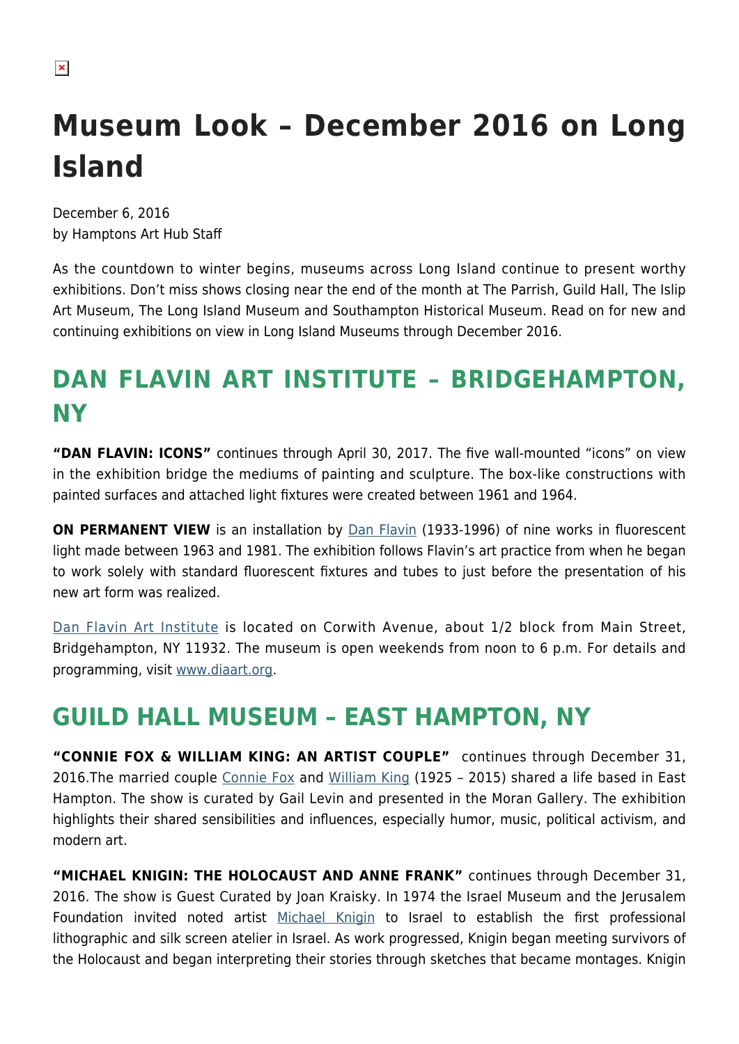# Museum Look – December 2016 on Long Island

December 6, 2016
by Hamptons Art Hub Staff

As the countdown to winter begins, museums across Long Island continue to present worthy exhibitions. Don't miss shows closing near the end of the month at The Parrish, Guild Hall, The Islip Art Museum, The Long Island Museum and Southampton Historical Museum. Read on for new and continuing exhibitions on view in Long Island Museums through December 2016.

## DAN FLAVIN ART INSTITUTE – BRIDGEHAMPTON, NY

**"DAN FLAVIN: ICONS"** continues through April 30, 2017. The five wall-mounted "icons" on view in the exhibition bridge the mediums of painting and sculpture. The box-like constructions with painted surfaces and attached light fixtures were created between 1961 and 1964.

**ON PERMANENT VIEW** is an installation by Dan Flavin (1933-1996) of nine works in fluorescent light made between 1963 and 1981. The exhibition follows Flavin's art practice from when he began to work solely with standard fluorescent fixtures and tubes to just before the presentation of his new art form was realized.

Dan Flavin Art Institute is located on Corwith Avenue, about 1/2 block from Main Street, Bridgehampton, NY 11932. The museum is open weekends from noon to 6 p.m. For details and programming, visit www.diaart.org.

## GUILD HALL MUSEUM – EAST HAMPTON, NY

**"CONNIE FOX & WILLIAM KING: AN ARTIST COUPLE"** continues through December 31, 2016.The married couple Connie Fox and William King (1925 – 2015) shared a life based in East Hampton. The show is curated by Gail Levin and presented in the Moran Gallery. The exhibition highlights their shared sensibilities and influences, especially humor, music, political activism, and modern art.

**"MICHAEL KNIGIN: THE HOLOCAUST AND ANNE FRANK"** continues through December 31, 2016. The show is Guest Curated by Joan Kraisky. In 1974 the Israel Museum and the Jerusalem Foundation invited noted artist Michael Knigin to Israel to establish the first professional lithographic and silk screen atelier in Israel. As work progressed, Knigin began meeting survivors of the Holocaust and began interpreting their stories through sketches that became montages. Knigin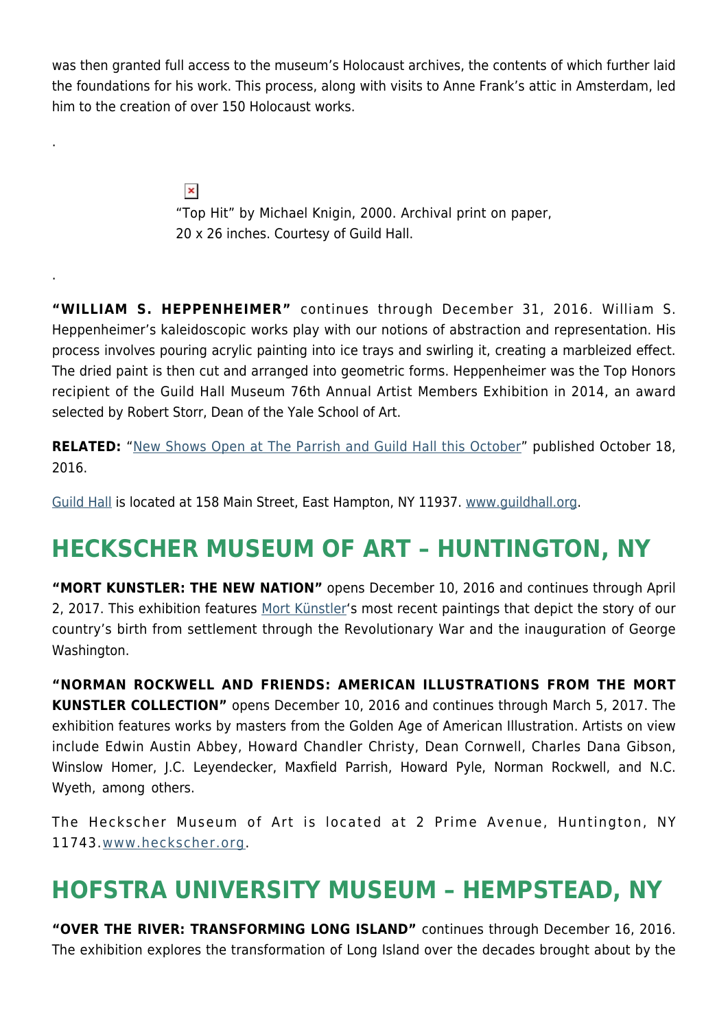was then granted full access to the museum's Holocaust archives, the contents of which further laid the foundations for his work. This process, along with visits to Anne Frank's attic in Amsterdam, led him to the creation of over 150 Holocaust works.

.

"Top Hit" by Michael Knigin, 2000. Archival print on paper, 20 x 26 inches. Courtesy of Guild Hall.

.

**"WILLIAM S. HEPPENHEIMER"** continues through December 31, 2016. William S. Heppenheimer's kaleidoscopic works play with our notions of abstraction and representation. His process involves pouring acrylic painting into ice trays and swirling it, creating a marbleized effect. The dried paint is then cut and arranged into geometric forms. Heppenheimer was the Top Honors recipient of the Guild Hall Museum 76th Annual Artist Members Exhibition in 2014, an award selected by Robert Storr, Dean of the Yale School of Art.

**RELATED:** "New Shows Open at The Parrish and Guild Hall this October" published October 18, 2016.

Guild Hall is located at 158 Main Street, East Hampton, NY 11937. www.guildhall.org.

## HECKSCHER MUSEUM OF ART – HUNTINGTON, NY

**"MORT KUNSTLER: THE NEW NATION"** opens December 10, 2016 and continues through April 2, 2017. This exhibition features Mort Künstler's most recent paintings that depict the story of our country's birth from settlement through the Revolutionary War and the inauguration of George Washington.

**"NORMAN ROCKWELL AND FRIENDS: AMERICAN ILLUSTRATIONS FROM THE MORT KUNSTLER COLLECTION"** opens December 10, 2016 and continues through March 5, 2017. The exhibition features works by masters from the Golden Age of American Illustration. Artists on view include Edwin Austin Abbey, Howard Chandler Christy, Dean Cornwell, Charles Dana Gibson, Winslow Homer, J.C. Leyendecker, Maxfield Parrish, Howard Pyle, Norman Rockwell, and N.C. Wyeth, among others.

The Heckscher Museum of Art is located at 2 Prime Avenue, Huntington, NY 11743.www.heckscher.org.

## HOFSTRA UNIVERSITY MUSEUM – HEMPSTEAD, NY

**"OVER THE RIVER: TRANSFORMING LONG ISLAND"** continues through December 16, 2016. The exhibition explores the transformation of Long Island over the decades brought about by the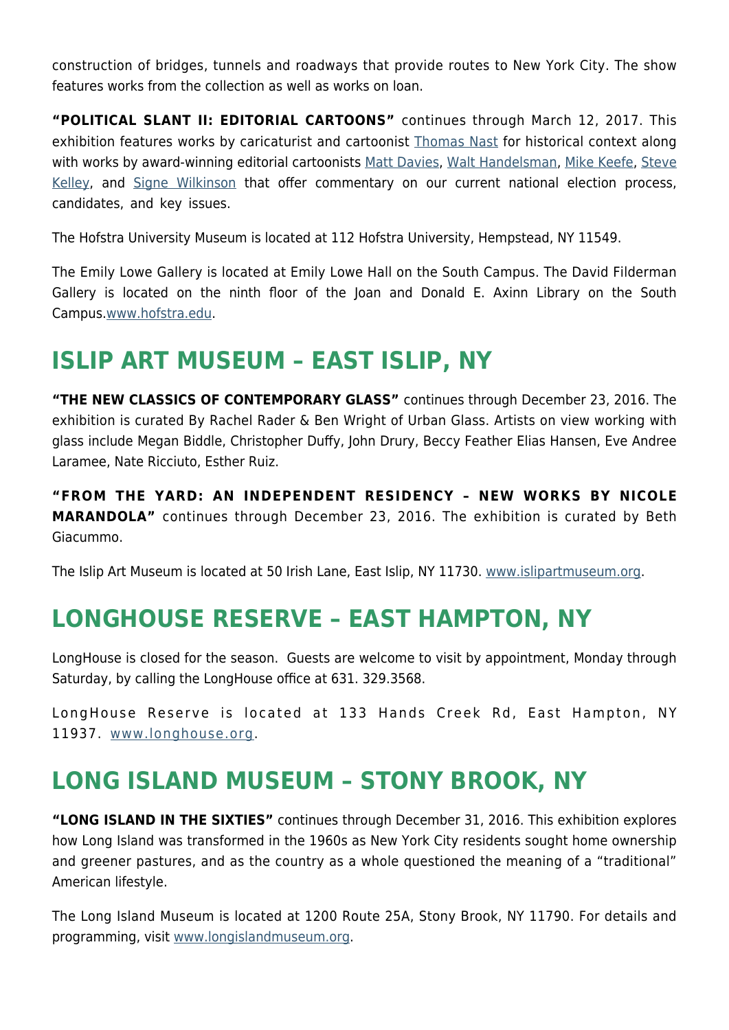construction of bridges, tunnels and roadways that provide routes to New York City. The show features works from the collection as well as works on loan.

**"POLITICAL SLANT II: EDITORIAL CARTOONS"** continues through March 12, 2017. This exhibition features works by caricaturist and cartoonist Thomas Nast for historical context along with works by award-winning editorial cartoonists Matt Davies, Walt Handelsman, Mike Keefe, Steve Kelley, and Signe Wilkinson that offer commentary on our current national election process, candidates, and key issues.

The Hofstra University Museum is located at 112 Hofstra University, Hempstead, NY 11549.

The Emily Lowe Gallery is located at Emily Lowe Hall on the South Campus. The David Filderman Gallery is located on the ninth floor of the Joan and Donald E. Axinn Library on the South Campus.www.hofstra.edu.

## ISLIP ART MUSEUM – EAST ISLIP, NY

**"THE NEW CLASSICS OF CONTEMPORARY GLASS"** continues through December 23, 2016. The exhibition is curated By Rachel Rader & Ben Wright of Urban Glass. Artists on view working with glass include Megan Biddle, Christopher Duffy, John Drury, Beccy Feather Elias Hansen, Eve Andree Laramee, Nate Ricciuto, Esther Ruiz.

**"FROM THE YARD: AN INDEPENDENT RESIDENCY – NEW WORKS BY NICOLE MARANDOLA"** continues through December 23, 2016. The exhibition is curated by Beth Giacummo.

The Islip Art Museum is located at 50 Irish Lane, East Islip, NY 11730. www.islipartmuseum.org.

## LONGHOUSE RESERVE – EAST HAMPTON, NY

LongHouse is closed for the season. Guests are welcome to visit by appointment, Monday through Saturday, by calling the LongHouse office at 631. 329.3568.

LongHouse Reserve is located at 133 Hands Creek Rd, East Hampton, NY 11937. www.longhouse.org.

## LONG ISLAND MUSEUM – STONY BROOK, NY

**"LONG ISLAND IN THE SIXTIES"** continues through December 31, 2016. This exhibition explores how Long Island was transformed in the 1960s as New York City residents sought home ownership and greener pastures, and as the country as a whole questioned the meaning of a "traditional" American lifestyle.

The Long Island Museum is located at 1200 Route 25A, Stony Brook, NY 11790. For details and programming, visit www.longislandmuseum.org.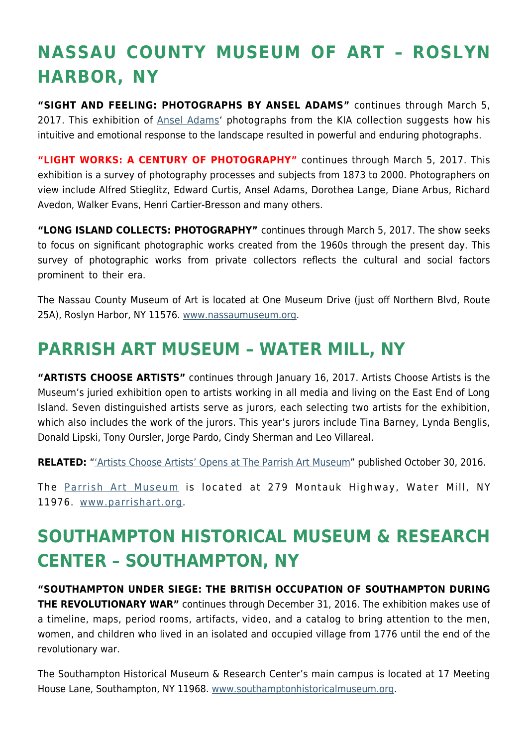## NASSAU COUNTY MUSEUM OF ART – ROSLYN HARBOR, NY

**"SIGHT AND FEELING: PHOTOGRAPHS BY ANSEL ADAMS"** continues through March 5, 2017. This exhibition of Ansel Adams' photographs from the KIA collection suggests how his intuitive and emotional response to the landscape resulted in powerful and enduring photographs.

**"LIGHT WORKS: A CENTURY OF PHOTOGRAPHY"** continues through March 5, 2017. This exhibition is a survey of photography processes and subjects from 1873 to 2000. Photographers on view include Alfred Stieglitz, Edward Curtis, Ansel Adams, Dorothea Lange, Diane Arbus, Richard Avedon, Walker Evans, Henri Cartier-Bresson and many others.

**"LONG ISLAND COLLECTS: PHOTOGRAPHY"** continues through March 5, 2017. The show seeks to focus on significant photographic works created from the 1960s through the present day. This survey of photographic works from private collectors reflects the cultural and social factors prominent to their era.

The Nassau County Museum of Art is located at One Museum Drive (just off Northern Blvd, Route 25A), Roslyn Harbor, NY 11576. www.nassaumuseum.org.

## PARRISH ART MUSEUM – WATER MILL, NY

**"ARTISTS CHOOSE ARTISTS"** continues through January 16, 2017. Artists Choose Artists is the Museum's juried exhibition open to artists working in all media and living on the East End of Long Island. Seven distinguished artists serve as jurors, each selecting two artists for the exhibition, which also includes the work of the jurors. This year's jurors include Tina Barney, Lynda Benglis, Donald Lipski, Tony Oursler, Jorge Pardo, Cindy Sherman and Leo Villareal.

**RELATED:** "'Artists Choose Artists' Opens at The Parrish Art Museum" published October 30, 2016.

The Parrish Art Museum is located at 279 Montauk Highway, Water Mill, NY 11976. www.parrishart.org.

## SOUTHAMPTON HISTORICAL MUSEUM & RESEARCH CENTER – SOUTHAMPTON, NY

**"SOUTHAMPTON UNDER SIEGE: THE BRITISH OCCUPATION OF SOUTHAMPTON DURING THE REVOLUTIONARY WAR"** continues through December 31, 2016. The exhibition makes use of a timeline, maps, period rooms, artifacts, video, and a catalog to bring attention to the men, women, and children who lived in an isolated and occupied village from 1776 until the end of the revolutionary war.

The Southampton Historical Museum & Research Center's main campus is located at 17 Meeting House Lane, Southampton, NY 11968. www.southamptonhistoricalmuseum.org.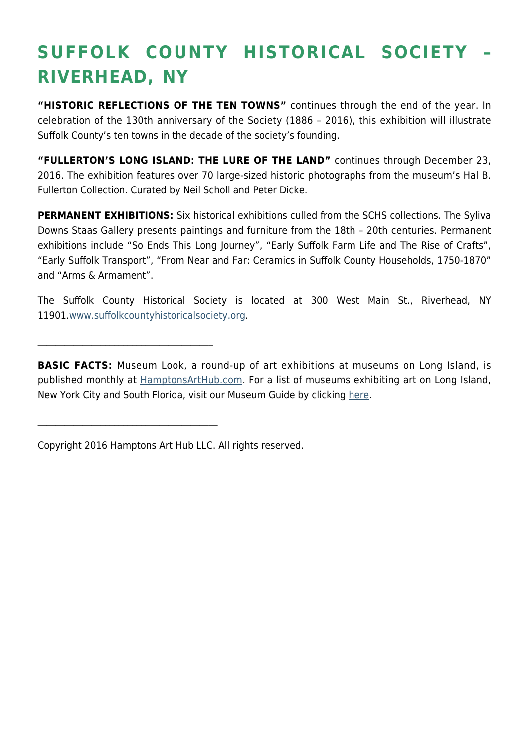## SUFFOLK COUNTY HISTORICAL SOCIETY – RIVERHEAD, NY

**"HISTORIC REFLECTIONS OF THE TEN TOWNS"** continues through the end of the year. In celebration of the 130th anniversary of the Society (1886 – 2016), this exhibition will illustrate Suffolk County's ten towns in the decade of the society's founding.

**"FULLERTON'S LONG ISLAND: THE LURE OF THE LAND"** continues through December 23, 2016. The exhibition features over 70 large-sized historic photographs from the museum's Hal B. Fullerton Collection. Curated by Neil Scholl and Peter Dicke.

**PERMANENT EXHIBITIONS:** Six historical exhibitions culled from the SCHS collections. The Syliva Downs Staas Gallery presents paintings and furniture from the 18th – 20th centuries. Permanent exhibitions include "So Ends This Long Journey", "Early Suffolk Farm Life and The Rise of Crafts", "Early Suffolk Transport", "From Near and Far: Ceramics in Suffolk County Households, 1750-1870" and "Arms & Armament".

The Suffolk County Historical Society is located at 300 West Main St., Riverhead, NY 11901.www.suffolkcountyhistoricalsociety.org.

---

**BASIC FACTS:** Museum Look, a round-up of art exhibitions at museums on Long Island, is published monthly at HamptonsArtHub.com. For a list of museums exhibiting art on Long Island, New York City and South Florida, visit our Museum Guide by clicking here.

---

Copyright 2016 Hamptons Art Hub LLC. All rights reserved.